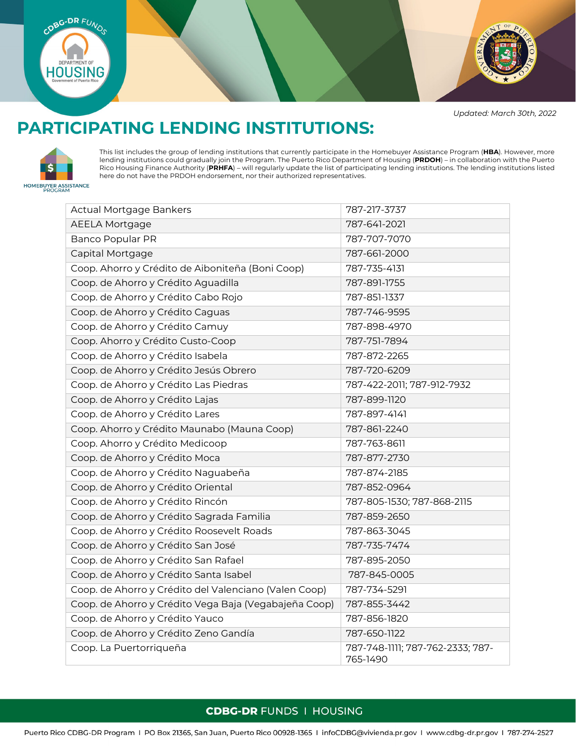*Updated: March 30th, 2022*

# PARTICIPATING LENDING INSTITUTIONS:

This list includes the group of lending institutions that currently participate in the Homebuyer Assistance Program (**HBA**). However, more lending institutions could gradually join the Program. The Puerto Rico Department of Housing (**PRDOH**) – in collaboration with the Puerto Rico Housing Finance Authority (**PRHFA**) – will regularly update the list of participating lending institutions. The lending institutions listed here do not have the PRDOH endorsement, nor their authorized representatives.

| Institution | Phone |
|---|---|
| Actual Mortgage Bankers | 787-217-3737 |
| AEELA Mortgage | 787-641-2021 |
| Banco Popular PR | 787-707-7070 |
| Capital Mortgage | 787-661-2000 |
| Coop. Ahorro y Crédito de Aiboniteña (Boni Coop) | 787-735-4131 |
| Coop. de Ahorro y Crédito Aguadilla | 787-891-1755 |
| Coop. de Ahorro y Crédito Cabo Rojo | 787-851-1337 |
| Coop. de Ahorro y Crédito Caguas | 787-746-9595 |
| Coop. de Ahorro y Crédito Camuy | 787-898-4970 |
| Coop. Ahorro y Crédito Custo-Coop | 787-751-7894 |
| Coop. de Ahorro y Crédito Isabela | 787-872-2265 |
| Coop. de Ahorro y Crédito Jesús Obrero | 787-720-6209 |
| Coop. de Ahorro y Crédito Las Piedras | 787-422-2011; 787-912-7932 |
| Coop. de Ahorro y Crédito Lajas | 787-899-1120 |
| Coop. de Ahorro y Crédito Lares | 787-897-4141 |
| Coop. Ahorro y Crédito Maunabo (Mauna Coop) | 787-861-2240 |
| Coop. Ahorro y Crédito Medicoop | 787-763-8611 |
| Coop. de Ahorro y Crédito Moca | 787-877-2730 |
| Coop. de Ahorro y Crédito Naguabeña | 787-874-2185 |
| Coop. de Ahorro y Crédito Oriental | 787-852-0964 |
| Coop. de Ahorro y Crédito Rincón | 787-805-1530; 787-868-2115 |
| Coop. de Ahorro y Crédito Sagrada Familia | 787-859-2650 |
| Coop. de Ahorro y Crédito Roosevelt Roads | 787-863-3045 |
| Coop. de Ahorro y Crédito San José | 787-735-7474 |
| Coop. de Ahorro y Crédito San Rafael | 787-895-2050 |
| Coop. de Ahorro y Crédito Santa Isabel | 787-845-0005 |
| Coop. de Ahorro y Crédito del Valenciano (Valen Coop) | 787-734-5291 |
| Coop. de Ahorro y Crédito Vega Baja (Vegabajeña Coop) | 787-855-3442 |
| Coop. de Ahorro y Crédito Yauco | 787-856-1820 |
| Coop. de Ahorro y Crédito Zeno Gandía | 787-650-1122 |
| Coop. La Puertorriqueña | 787-748-1111; 787-762-2333; 787-765-1490 |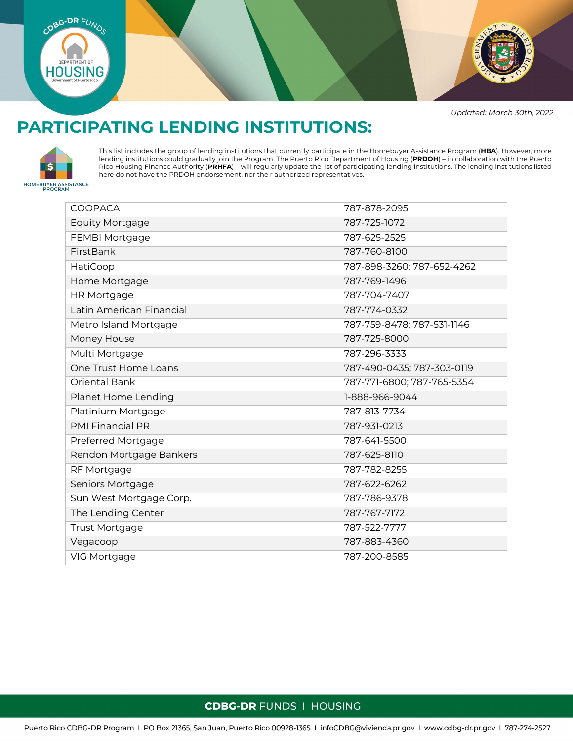*Updated: March 30th, 2022*

# PARTICIPATING LENDING INSTITUTIONS:

HOMEBUYER ASSISTANCE PROGRAM

This list includes the group of lending institutions that currently participate in the Homebuyer Assistance Program (**HBA**). However, more lending institutions could gradually join the Program. The Puerto Rico Department of Housing (**PRDOH**) – in collaboration with the Puerto Rico Housing Finance Authority (**PRHFA**) – will regularly update the list of participating lending institutions. The lending institutions listed here do not have the PRDOH endorsement, nor their authorized representatives.

| | |
|---|---|
| COOPACA | 787-878-2095 |
| Equity Mortgage | 787-725-1072 |
| FEMBI Mortgage | 787-625-2525 |
| FirstBank | 787-760-8100 |
| HatiCoop | 787-898-3260; 787-652-4262 |
| Home Mortgage | 787-769-1496 |
| HR Mortgage | 787-704-7407 |
| Latin American Financial | 787-774-0332 |
| Metro Island Mortgage | 787-759-8478; 787-531-1146 |
| Money House | 787-725-8000 |
| Multi Mortgage | 787-296-3333 |
| One Trust Home Loans | 787-490-0435; 787-303-0119 |
| Oriental Bank | 787-771-6800; 787-765-5354 |
| Planet Home Lending | 1-888-966-9044 |
| Platinium Mortgage | 787-813-7734 |
| PMI Financial PR | 787-931-0213 |
| Preferred Mortgage | 787-641-5500 |
| Rendon Mortgage Bankers | 787-625-8110 |
| RF Mortgage | 787-782-8255 |
| Seniors Mortgage | 787-622-6262 |
| Sun West Mortgage Corp. | 787-786-9378 |
| The Lending Center | 787-767-7172 |
| Trust Mortgage | 787-522-7777 |
| Vegacoop | 787-883-4360 |
| VIG Mortgage | 787-200-8585 |

**CDBG-DR** FUNDS I HOUSING

Puerto Rico CDBG-DR Program I PO Box 21365, San Juan, Puerto Rico 00928-1365 I infoCDBG@vivienda.pr.gov I www.cdbg-dr.pr.gov I 787-274-2527